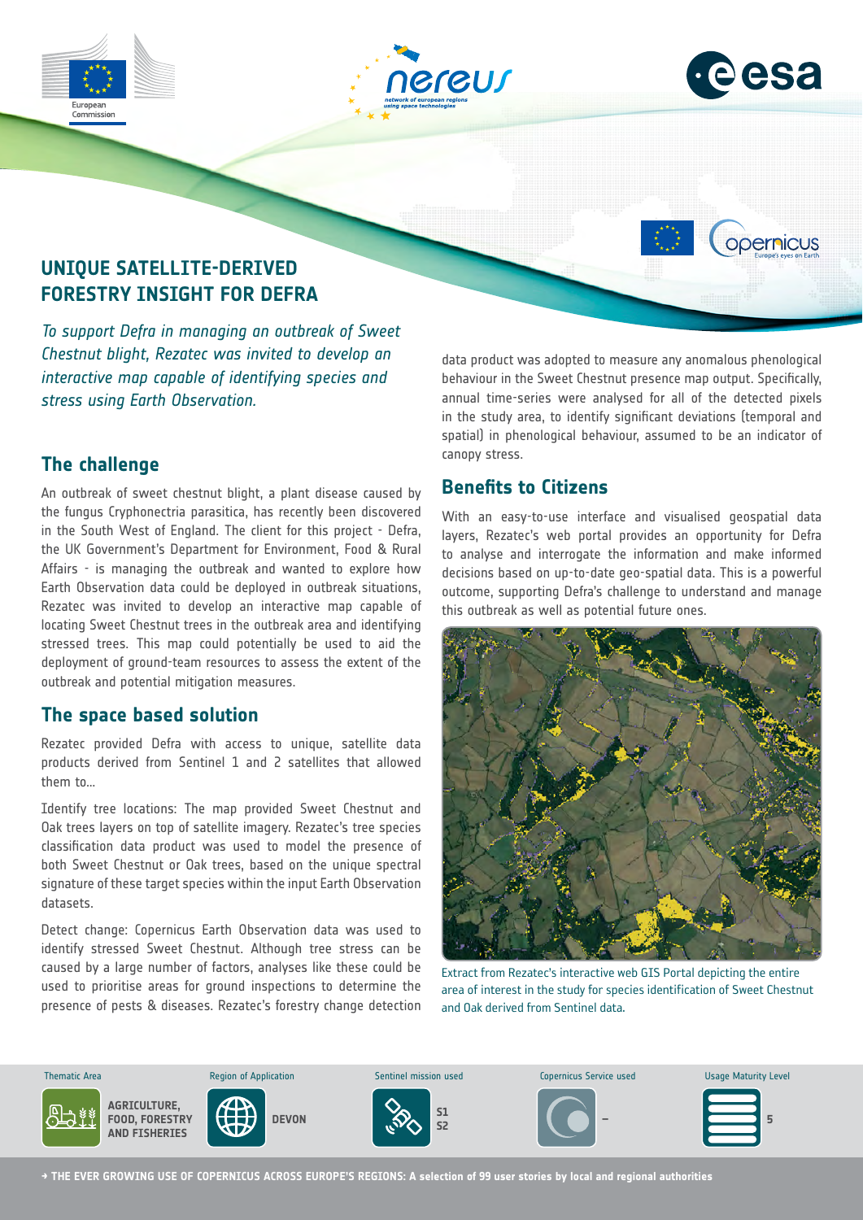# UNIQUE SATELLITE-DERIVED FORESTRY INSIGHT FOR DEFRA

*To support Defra in managing an outbreak of Sweet Chestnut blight, Rezatec was invited to develop an interactive map capable of identifying species and stress using Earth Observation.*

## The challenge

An outbreak of sweet chestnut blight, a plant disease caused by the fungus Cryphonectria parasitica, has recently been discovered in the South West of England. The client for this project - Defra, the UK Government's Department for Environment, Food & Rural Affairs - is managing the outbreak and wanted to explore how Earth Observation data could be deployed in outbreak situations, Rezatec was invited to develop an interactive map capable of locating Sweet Chestnut trees in the outbreak area and identifying stressed trees. This map could potentially be used to aid the deployment of ground-team resources to assess the extent of the outbreak and potential mitigation measures.

## The space based solution

Rezatec provided Defra with access to unique, satellite data products derived from Sentinel 1 and 2 satellites that allowed them to...

Identify tree locations: The map provided Sweet Chestnut and Oak trees layers on top of satellite imagery. Rezatec's tree species classification data product was used to model the presence of both Sweet Chestnut or Oak trees, based on the unique spectral signature of these target species within the input Earth Observation datasets.

Detect change: Copernicus Earth Observation data was used to identify stressed Sweet Chestnut. Although tree stress can be caused by a large number of factors, analyses like these could be used to prioritise areas for ground inspections to determine the presence of pests & diseases. Rezatec's forestry change detection data product was adopted to measure any anomalous phenological behaviour in the Sweet Chestnut presence map output. Specifically, annual time-series were analysed for all of the detected pixels in the study area, to identify significant deviations (temporal and spatial) in phenological behaviour, assumed to be an indicator of canopy stress.

## Benefits to Citizens

With an easy-to-use interface and visualised geospatial data layers, Rezatec's web portal provides an opportunity for Defra to analyse and interrogate the information and make informed decisions based on up-to-date geo-spatial data. This is a powerful outcome, supporting Defra's challenge to understand and manage this outbreak as well as potential future ones.

Extract from Rezatec's interactive web GIS Portal depicting the entire area of interest in the study for species identification of Sweet Chestnut and Oak derived from Sentinel data.

| Thematic Area | Region of Application | Sentinel mission used | Copernicus Service used | Usage Maturity Level |
|---|---|---|---|---|
| AGRICULTURE, FOOD, FORESTRY AND FISHERIES | DEVON | S1 S2 | – | 5 |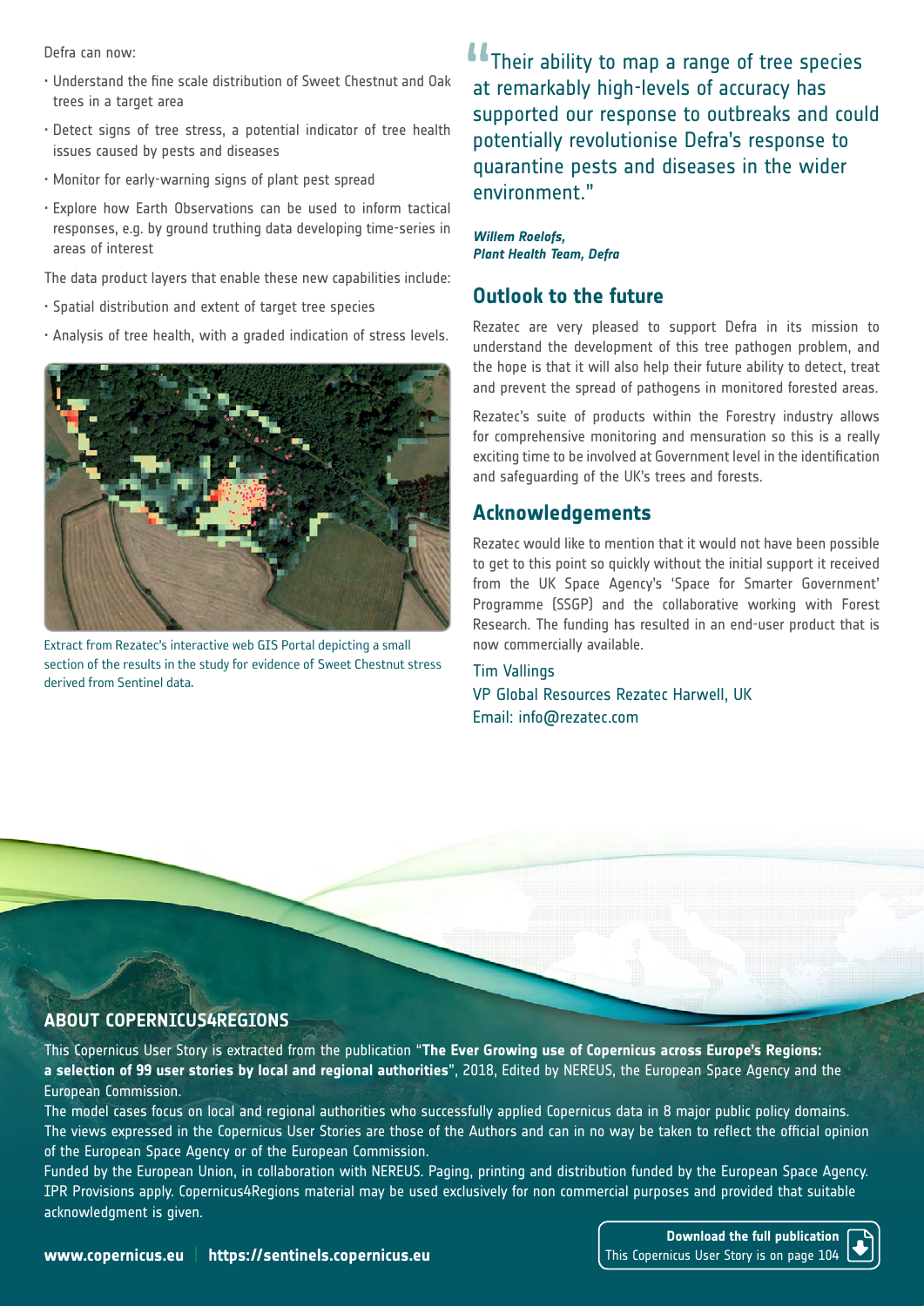Defra can now:

- Understand the fine scale distribution of Sweet Chestnut and Oak trees in a target area
- Detect signs of tree stress, a potential indicator of tree health issues caused by pests and diseases
- Monitor for early-warning signs of plant pest spread
- Explore how Earth Observations can be used to inform tactical responses, e.g. by ground truthing data developing time-series in areas of interest

The data product layers that enable these new capabilities include:

- Spatial distribution and extent of target tree species
- Analysis of tree health, with a graded indication of stress levels.

Extract from Rezatec's interactive web GIS Portal depicting a small section of the results in the study for evidence of Sweet Chestnut stress derived from Sentinel data.

> "Their ability to map a range of tree species at remarkably high-levels of accuracy has supported our response to outbreaks and could potentially revolutionise Defra's response to quarantine pests and diseases in the wider environment."
>
> ***Willem Roelofs,***
> ***Plant Health Team, Defra***

## Outlook to the future

Rezatec are very pleased to support Defra in its mission to understand the development of this tree pathogen problem, and the hope is that it will also help their future ability to detect, treat and prevent the spread of pathogens in monitored forested areas.

Rezatec's suite of products within the Forestry industry allows for comprehensive monitoring and mensuration so this is a really exciting time to be involved at Government level in the identification and safeguarding of the UK's trees and forests.

## Acknowledgements

Rezatec would like to mention that it would not have been possible to get to this point so quickly without the initial support it received from the UK Space Agency's 'Space for Smarter Government' Programme (SSGP) and the collaborative working with Forest Research. The funding has resulted in an end-user product that is now commercially available.

Tim Vallings
VP Global Resources Rezatec Harwell, UK
Email: info@rezatec.com

## ABOUT COPERNICUS4REGIONS

This Copernicus User Story is extracted from the publication "**The Ever Growing use of Copernicus across Europe's Regions: a selection of 99 user stories by local and regional authorities**", 2018, Edited by NEREUS, the European Space Agency and the European Commission.
The model cases focus on local and regional authorities who successfully applied Copernicus data in 8 major public policy domains. The views expressed in the Copernicus User Stories are those of the Authors and can in no way be taken to reflect the official opinion of the European Space Agency or of the European Commission.
Funded by the European Union, in collaboration with NEREUS. Paging, printing and distribution funded by the European Space Agency. IPR Provisions apply. Copernicus4Regions material may be used exclusively for non commercial purposes and provided that suitable acknowledgment is given.

**www.copernicus.eu** | **https://sentinels.copernicus.eu**

**Download the full publication**
This Copernicus User Story is on page 104